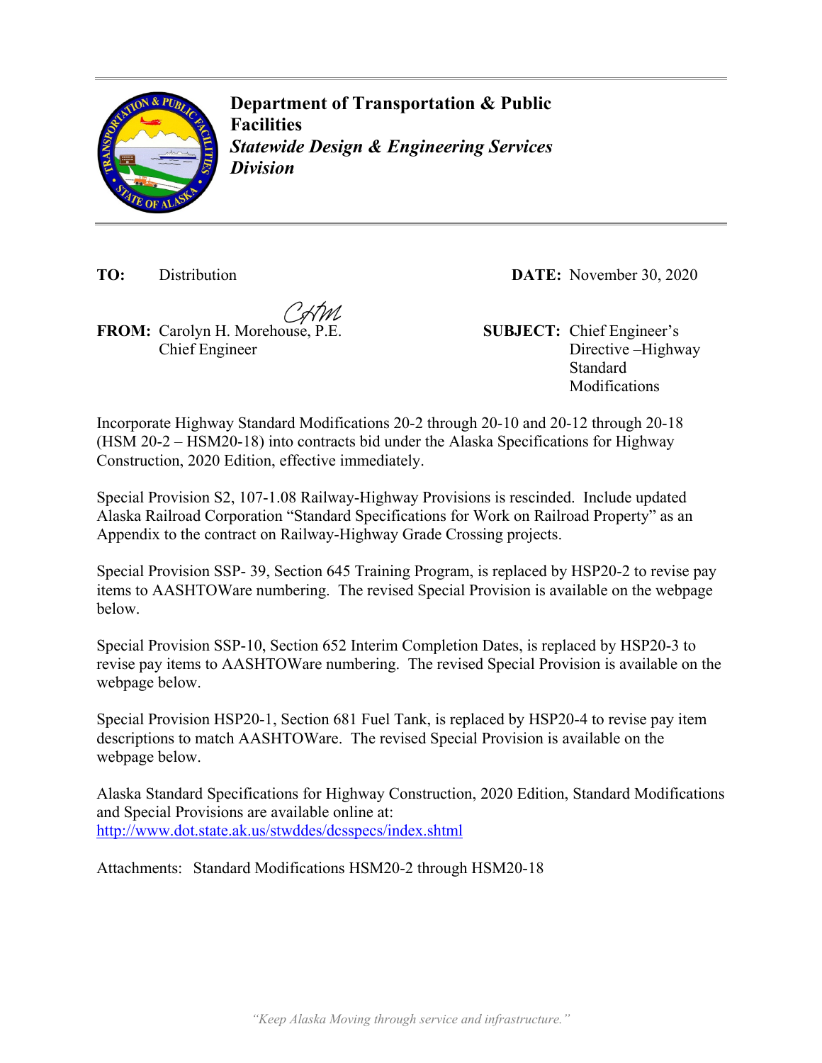**Department of Transportation & Public Facilities**

***Statewide Design & Engineering Services Division***

**TO:** Distribution

**DATE:** November 30, 2020

**FROM:** Carolyn H. Morehouse, P.E.
Chief Engineer

**SUBJECT:** Chief Engineer's Directive –Highway Standard Modifications

Incorporate Highway Standard Modifications 20-2 through 20-10 and 20-12 through 20-18 (HSM 20-2 – HSM20-18) into contracts bid under the Alaska Specifications for Highway Construction, 2020 Edition, effective immediately.

Special Provision S2, 107-1.08 Railway-Highway Provisions is rescinded. Include updated Alaska Railroad Corporation "Standard Specifications for Work on Railroad Property" as an Appendix to the contract on Railway-Highway Grade Crossing projects.

Special Provision SSP- 39, Section 645 Training Program, is replaced by HSP20-2 to revise pay items to AASHTOWare numbering. The revised Special Provision is available on the webpage below.

Special Provision SSP-10, Section 652 Interim Completion Dates, is replaced by HSP20-3 to revise pay items to AASHTOWare numbering. The revised Special Provision is available on the webpage below.

Special Provision HSP20-1, Section 681 Fuel Tank, is replaced by HSP20-4 to revise pay item descriptions to match AASHTOWare. The revised Special Provision is available on the webpage below.

Alaska Standard Specifications for Highway Construction, 2020 Edition, Standard Modifications and Special Provisions are available online at:
http://www.dot.state.ak.us/stwddes/dcsspecs/index.shtml

Attachments: Standard Modifications HSM20-2 through HSM20-18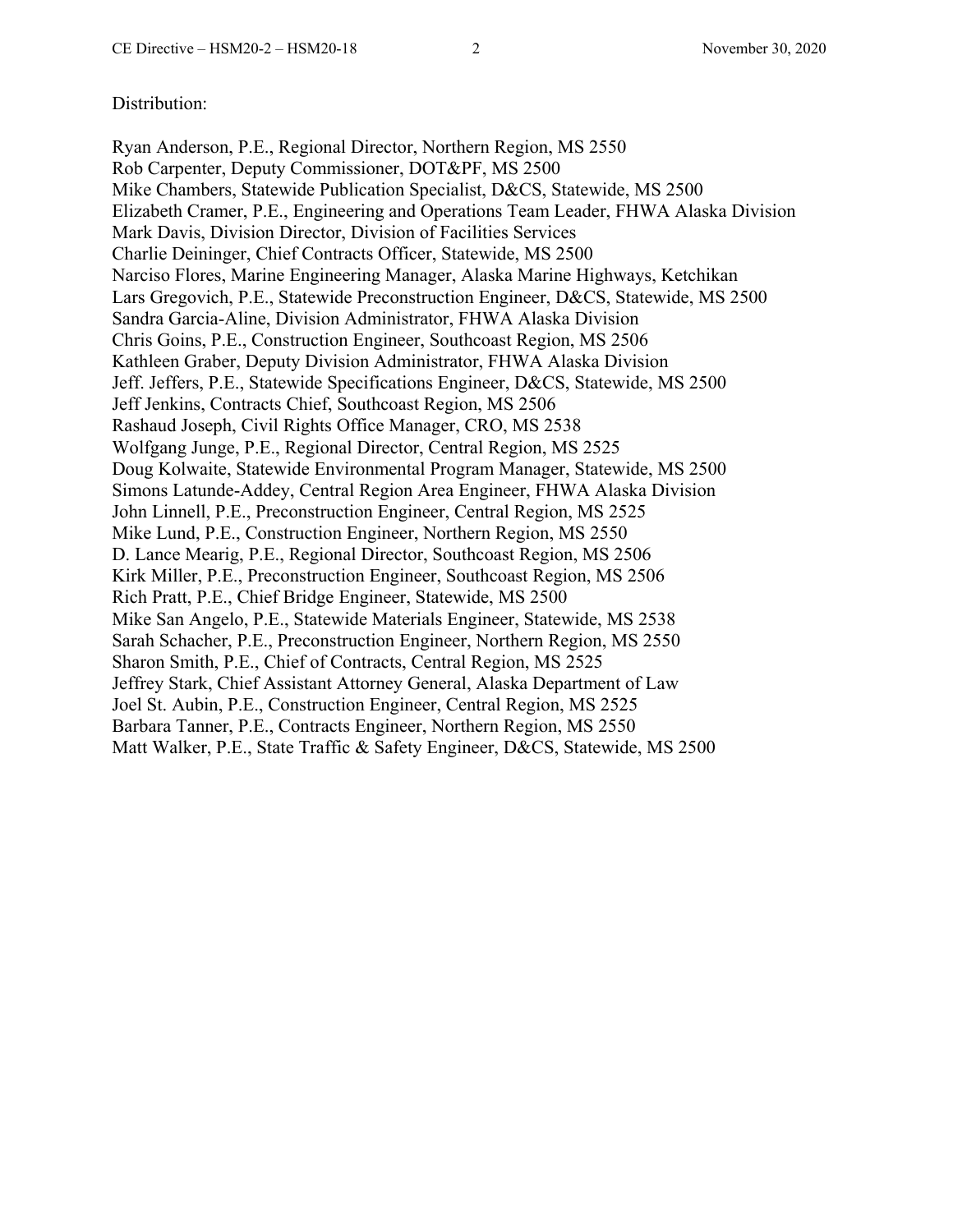Distribution:

Ryan Anderson, P.E., Regional Director, Northern Region, MS 2550
Rob Carpenter, Deputy Commissioner, DOT&PF, MS 2500
Mike Chambers, Statewide Publication Specialist, D&CS, Statewide, MS 2500
Elizabeth Cramer, P.E., Engineering and Operations Team Leader, FHWA Alaska Division
Mark Davis, Division Director, Division of Facilities Services
Charlie Deininger, Chief Contracts Officer, Statewide, MS 2500
Narciso Flores, Marine Engineering Manager, Alaska Marine Highways, Ketchikan
Lars Gregovich, P.E., Statewide Preconstruction Engineer, D&CS, Statewide, MS 2500
Sandra Garcia-Aline, Division Administrator, FHWA Alaska Division
Chris Goins, P.E., Construction Engineer, Southcoast Region, MS 2506
Kathleen Graber, Deputy Division Administrator, FHWA Alaska Division
Jeff. Jeffers, P.E., Statewide Specifications Engineer, D&CS, Statewide, MS 2500
Jeff Jenkins, Contracts Chief, Southcoast Region, MS 2506
Rashaud Joseph, Civil Rights Office Manager, CRO, MS 2538
Wolfgang Junge, P.E., Regional Director, Central Region, MS 2525
Doug Kolwaite, Statewide Environmental Program Manager, Statewide, MS 2500
Simons Latunde-Addey, Central Region Area Engineer, FHWA Alaska Division
John Linnell, P.E., Preconstruction Engineer, Central Region, MS 2525
Mike Lund, P.E., Construction Engineer, Northern Region, MS 2550
D. Lance Mearig, P.E., Regional Director, Southcoast Region, MS 2506
Kirk Miller, P.E., Preconstruction Engineer, Southcoast Region, MS 2506
Rich Pratt, P.E., Chief Bridge Engineer, Statewide, MS 2500
Mike San Angelo, P.E., Statewide Materials Engineer, Statewide, MS 2538
Sarah Schacher, P.E., Preconstruction Engineer, Northern Region, MS 2550
Sharon Smith, P.E., Chief of Contracts, Central Region, MS 2525
Jeffrey Stark, Chief Assistant Attorney General, Alaska Department of Law
Joel St. Aubin, P.E., Construction Engineer, Central Region, MS 2525
Barbara Tanner, P.E., Contracts Engineer, Northern Region, MS 2550
Matt Walker, P.E., State Traffic & Safety Engineer, D&CS, Statewide, MS 2500